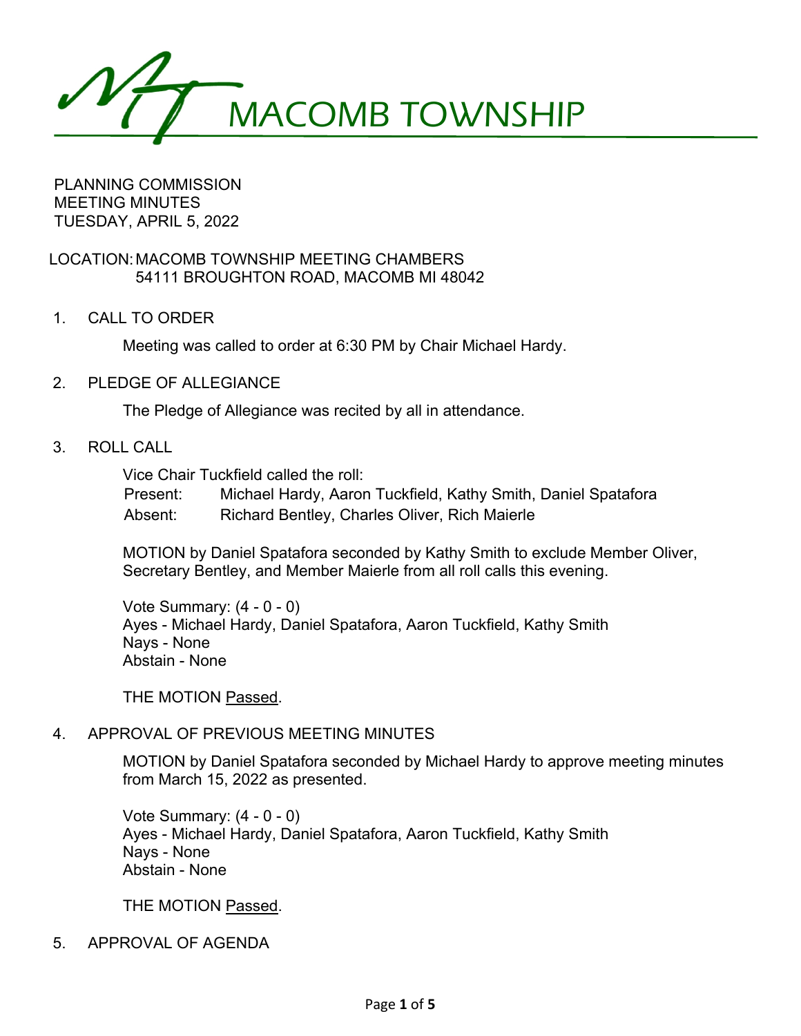# MACOMB TOWNSHIP

PLANNING COMMISSION
MEETING MINUTES
TUESDAY, APRIL 5, 2022

LOCATION: MACOMB TOWNSHIP MEETING CHAMBERS
54111 BROUGHTON ROAD, MACOMB MI 48042

1. CALL TO ORDER

   Meeting was called to order at 6:30 PM by Chair Michael Hardy.

2. PLEDGE OF ALLEGIANCE

   The Pledge of Allegiance was recited by all in attendance.

3. ROLL CALL

   Vice Chair Tuckfield called the roll:
   Present: Michael Hardy, Aaron Tuckfield, Kathy Smith, Daniel Spatafora
   Absent: Richard Bentley, Charles Oliver, Rich Maierle

   MOTION by Daniel Spatafora seconded by Kathy Smith to exclude Member Oliver, Secretary Bentley, and Member Maierle from all roll calls this evening.

   Vote Summary: (4 - 0 - 0)
   Ayes - Michael Hardy, Daniel Spatafora, Aaron Tuckfield, Kathy Smith
   Nays - None
   Abstain - None

   THE MOTION Passed.

4. APPROVAL OF PREVIOUS MEETING MINUTES

   MOTION by Daniel Spatafora seconded by Michael Hardy to approve meeting minutes from March 15, 2022 as presented.

   Vote Summary: (4 - 0 - 0)
   Ayes - Michael Hardy, Daniel Spatafora, Aaron Tuckfield, Kathy Smith
   Nays - None
   Abstain - None

   THE MOTION Passed.

5. APPROVAL OF AGENDA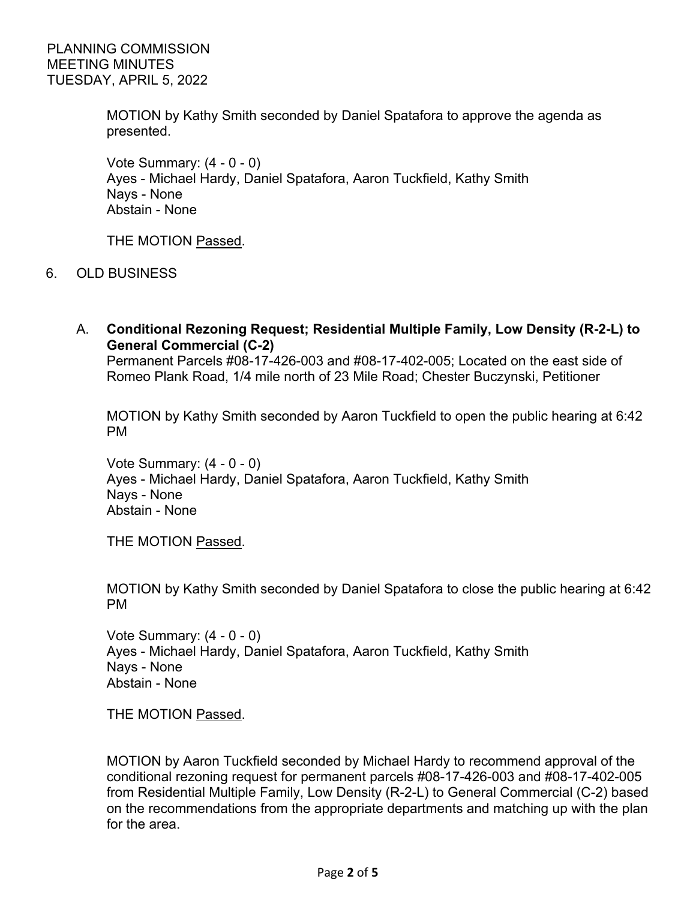MOTION by Kathy Smith seconded by Daniel Spatafora to approve the agenda as presented.

Vote Summary: (4 - 0 - 0)
Ayes - Michael Hardy, Daniel Spatafora, Aaron Tuckfield, Kathy Smith
Nays - None
Abstain - None

THE MOTION Passed.

6. OLD BUSINESS

A. **Conditional Rezoning Request; Residential Multiple Family, Low Density (R-2-L) to General Commercial (C-2)**
Permanent Parcels #08-17-426-003 and #08-17-402-005; Located on the east side of Romeo Plank Road, 1/4 mile north of 23 Mile Road; Chester Buczynski, Petitioner

MOTION by Kathy Smith seconded by Aaron Tuckfield to open the public hearing at 6:42 PM

Vote Summary: (4 - 0 - 0)
Ayes - Michael Hardy, Daniel Spatafora, Aaron Tuckfield, Kathy Smith
Nays - None
Abstain - None

THE MOTION Passed.

MOTION by Kathy Smith seconded by Daniel Spatafora to close the public hearing at 6:42 PM

Vote Summary: (4 - 0 - 0)
Ayes - Michael Hardy, Daniel Spatafora, Aaron Tuckfield, Kathy Smith
Nays - None
Abstain - None

THE MOTION Passed.

MOTION by Aaron Tuckfield seconded by Michael Hardy to recommend approval of the conditional rezoning request for permanent parcels #08-17-426-003 and #08-17-402-005 from Residential Multiple Family, Low Density (R-2-L) to General Commercial (C-2) based on the recommendations from the appropriate departments and matching up with the plan for the area.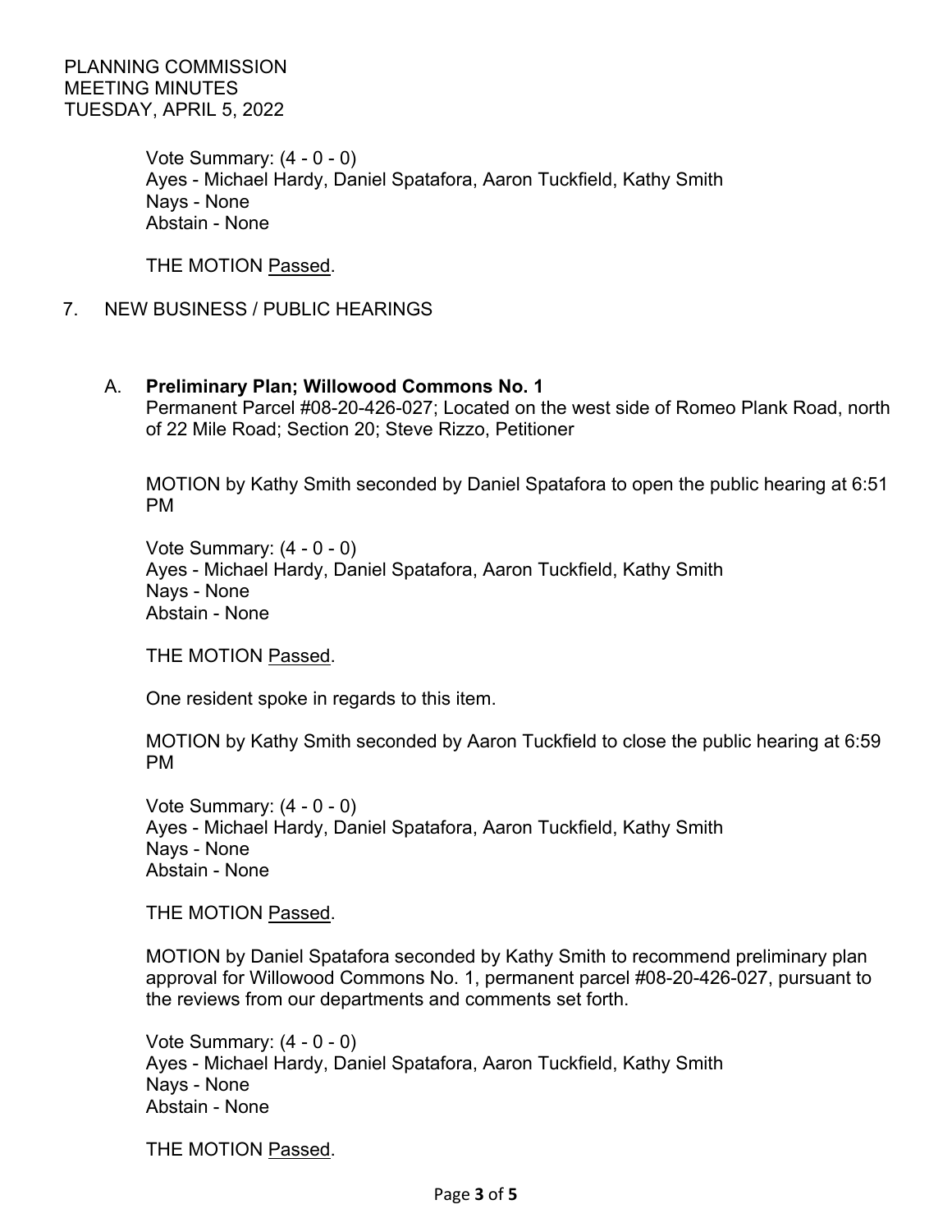Vote Summary: (4 - 0 - 0)
Ayes - Michael Hardy, Daniel Spatafora, Aaron Tuckfield, Kathy Smith
Nays - None
Abstain - None

THE MOTION Passed.

## 7. NEW BUSINESS / PUBLIC HEARINGS

### A. **Preliminary Plan; Willowood Commons No. 1**

Permanent Parcel #08-20-426-027; Located on the west side of Romeo Plank Road, north of 22 Mile Road; Section 20; Steve Rizzo, Petitioner

MOTION by Kathy Smith seconded by Daniel Spatafora to open the public hearing at 6:51 PM

Vote Summary: (4 - 0 - 0)
Ayes - Michael Hardy, Daniel Spatafora, Aaron Tuckfield, Kathy Smith
Nays - None
Abstain - None

THE MOTION Passed.

One resident spoke in regards to this item.

MOTION by Kathy Smith seconded by Aaron Tuckfield to close the public hearing at 6:59 PM

Vote Summary: (4 - 0 - 0)
Ayes - Michael Hardy, Daniel Spatafora, Aaron Tuckfield, Kathy Smith
Nays - None
Abstain - None

THE MOTION Passed.

MOTION by Daniel Spatafora seconded by Kathy Smith to recommend preliminary plan approval for Willowood Commons No. 1, permanent parcel #08-20-426-027, pursuant to the reviews from our departments and comments set forth.

Vote Summary: (4 - 0 - 0)
Ayes - Michael Hardy, Daniel Spatafora, Aaron Tuckfield, Kathy Smith
Nays - None
Abstain - None

THE MOTION Passed.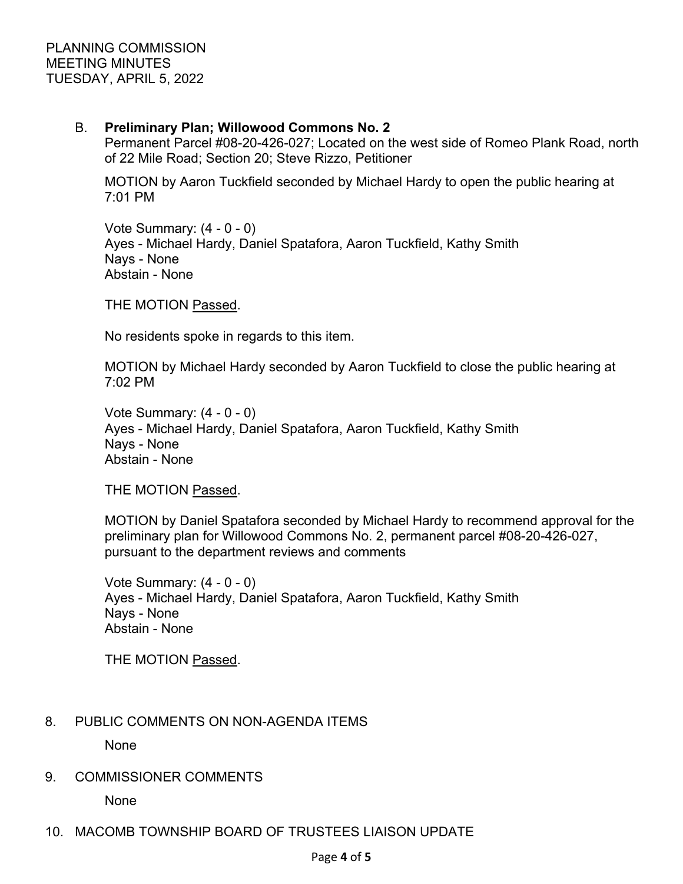B. **Preliminary Plan; Willowood Commons No. 2**
Permanent Parcel #08-20-426-027; Located on the west side of Romeo Plank Road, north of 22 Mile Road; Section 20; Steve Rizzo, Petitioner

MOTION by Aaron Tuckfield seconded by Michael Hardy to open the public hearing at 7:01 PM

Vote Summary: (4 - 0 - 0)
Ayes - Michael Hardy, Daniel Spatafora, Aaron Tuckfield, Kathy Smith
Nays - None
Abstain - None

THE MOTION Passed.

No residents spoke in regards to this item.

MOTION by Michael Hardy seconded by Aaron Tuckfield to close the public hearing at 7:02 PM

Vote Summary: (4 - 0 - 0)
Ayes - Michael Hardy, Daniel Spatafora, Aaron Tuckfield, Kathy Smith
Nays - None
Abstain - None

THE MOTION Passed.

MOTION by Daniel Spatafora seconded by Michael Hardy to recommend approval for the preliminary plan for Willowood Commons No. 2, permanent parcel #08-20-426-027, pursuant to the department reviews and comments

Vote Summary: (4 - 0 - 0)
Ayes - Michael Hardy, Daniel Spatafora, Aaron Tuckfield, Kathy Smith
Nays - None
Abstain - None

THE MOTION Passed.

8. PUBLIC COMMENTS ON NON-AGENDA ITEMS

None

9. COMMISSIONER COMMENTS

None

10. MACOMB TOWNSHIP BOARD OF TRUSTEES LIAISON UPDATE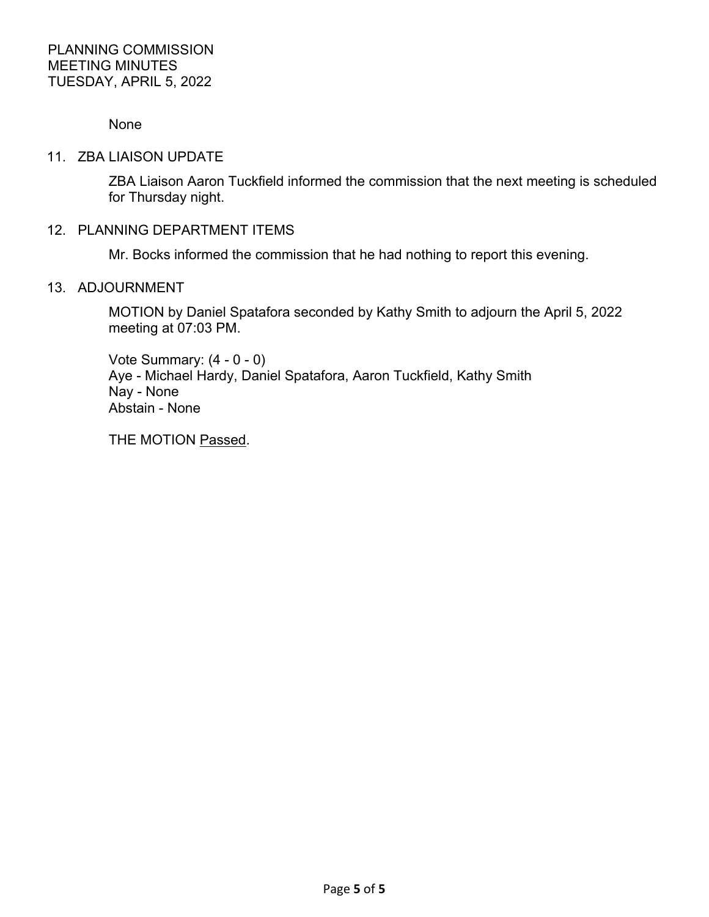None

11. ZBA LIAISON UPDATE

    ZBA Liaison Aaron Tuckfield informed the commission that the next meeting is scheduled for Thursday night.

12. PLANNING DEPARTMENT ITEMS

    Mr. Bocks informed the commission that he had nothing to report this evening.

13. ADJOURNMENT

    MOTION by Daniel Spatafora seconded by Kathy Smith to adjourn the April 5, 2022 meeting at 07:03 PM.

    Vote Summary: (4 - 0 - 0)
    Aye - Michael Hardy, Daniel Spatafora, Aaron Tuckfield, Kathy Smith
    Nay - None
    Abstain - None

    THE MOTION Passed.